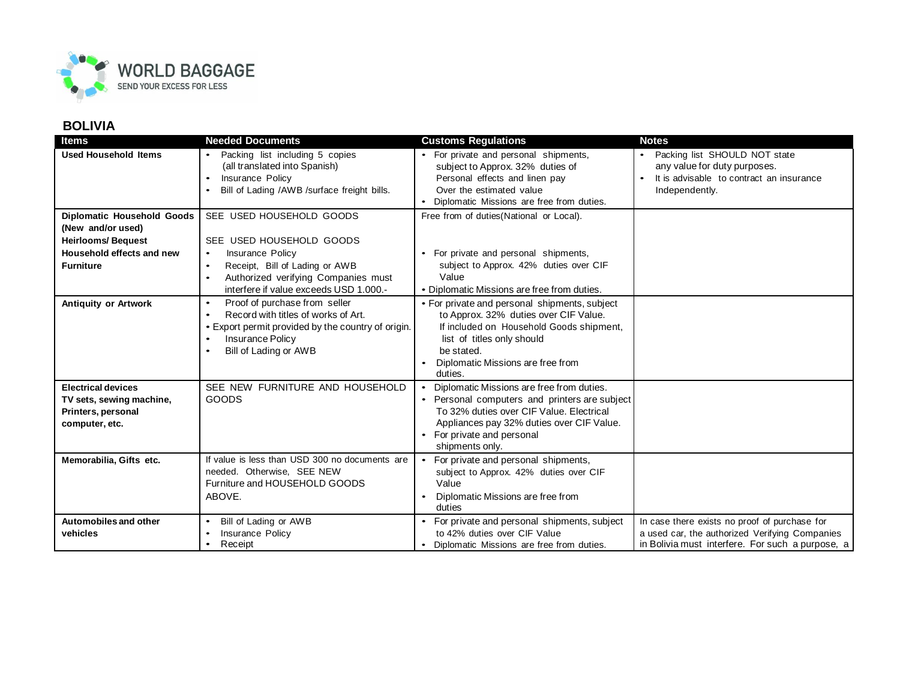WORLD BAGGAGE
SEND YOUR EXCESS FOR LESS

## BOLIVIA

| Items | Needed Documents | Customs Regulations | Notes |
|---|---|---|---|
| **Used Household Items** | • Packing list including 5 copies (all translated into Spanish)<br>• Insurance Policy<br>• Bill of Lading /AWB /surface freight bills. | • For private and personal shipments, subject to Approx. 32% duties of Personal effects and linen pay Over the estimated value<br>• Diplomatic Missions are free from duties. | • Packing list SHOULD NOT state any value for duty purposes.<br>• It is advisable to contract an insurance Independently. |
| **Diplomatic Household Goods (New and/or used)**<br>**Heirlooms/ Bequest**<br>**Household effects and new Furniture** | SEE USED HOUSEHOLD GOODS<br><br>SEE USED HOUSEHOLD GOODS<br>• Insurance Policy<br>• Receipt, Bill of Lading or AWB<br>• Authorized verifying Companies must interfere if value exceeds USD 1.000.- | Free from of duties(National or Local).<br><br>• For private and personal shipments, subject to Approx. 42% duties over CIF Value<br>• Diplomatic Missions are free from duties. | |
| **Antiquity or Artwork** | • Proof of purchase from seller<br>• Record with titles of works of Art.<br>• Export permit provided by the country of origin.<br>• Insurance Policy<br>• Bill of Lading or AWB | • For private and personal shipments, subject to Approx. 32% duties over CIF Value. If included on Household Goods shipment, list of titles only should be stated.<br>• Diplomatic Missions are free from duties. | |
| **Electrical devices TV sets, sewing machine, Printers, personal computer, etc.** | SEE NEW FURNITURE AND HOUSEHOLD GOODS | • Diplomatic Missions are free from duties.<br>• Personal computers and printers are subject To 32% duties over CIF Value. Electrical Appliances pay 32% duties over CIF Value.<br>• For private and personal shipments only. | |
| **Memorabilia, Gifts etc.** | If value is less than USD 300 no documents are needed. Otherwise, SEE NEW Furniture and HOUSEHOLD GOODS ABOVE. | • For private and personal shipments, subject to Approx. 42% duties over CIF Value<br>• Diplomatic Missions are free from duties | |
| **Automobiles and other vehicles** | • Bill of Lading or AWB<br>• Insurance Policy<br>• Receipt | • For private and personal shipments, subject to 42% duties over CIF Value<br>• Diplomatic Missions are free from duties. | In case there exists no proof of purchase for a used car, the authorized Verifying Companies in Bolivia must interfere. For such a purpose, a |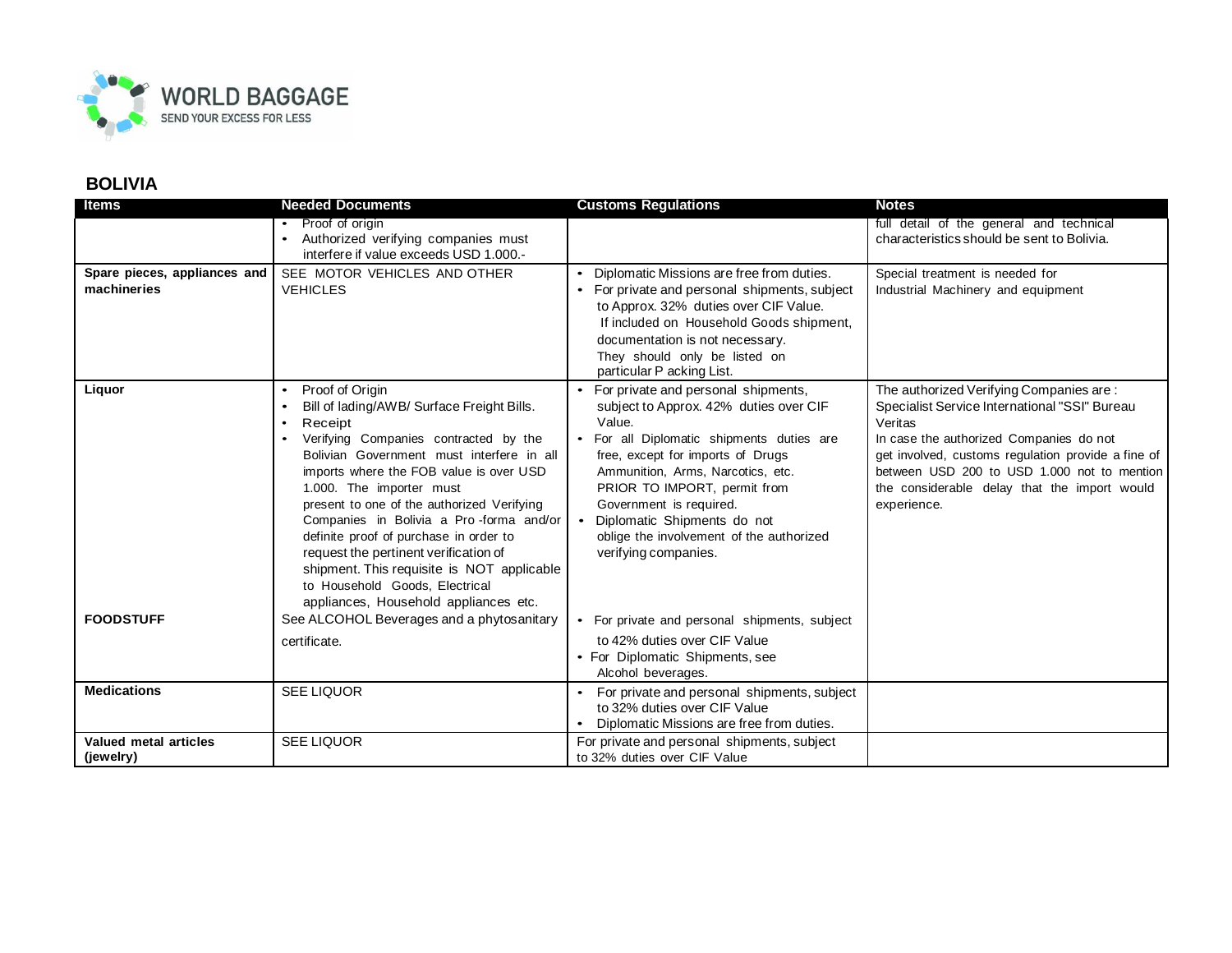## BOLIVIA

| Items | Needed Documents | Customs Regulations | Notes |
|---|---|---|---|
| | • Proof of origin<br>• Authorized verifying companies must interfere if value exceeds USD 1.000.- | | full detail of the general and technical characteristics should be sent to Bolivia. |
| **Spare pieces, appliances and machineries** | SEE MOTOR VEHICLES AND OTHER VEHICLES | • Diplomatic Missions are free from duties.<br>• For private and personal shipments, subject to Approx. 32% duties over CIF Value. If included on Household Goods shipment, documentation is not necessary. They should only be listed on particular P acking List. | Special treatment is needed for Industrial Machinery and equipment |
| **Liquor** | • Proof of Origin<br>• Bill of lading/AWB/ Surface Freight Bills.<br>• Receipt<br>• Verifying Companies contracted by the Bolivian Government must interfere in all imports where the FOB value is over USD 1.000. The importer must present to one of the authorized Verifying Companies in Bolivia a Pro -forma and/or definite proof of purchase in order to request the pertinent verification of shipment. This requisite is NOT applicable to Household Goods, Electrical appliances, Household appliances etc. | • For private and personal shipments, subject to Approx. 42% duties over CIF Value.<br>• For all Diplomatic shipments duties are free, except for imports of Drugs Ammunition, Arms, Narcotics, etc. PRIOR TO IMPORT, permit from Government is required.<br>• Diplomatic Shipments do not oblige the involvement of the authorized verifying companies. | The authorized Verifying Companies are : Specialist Service International "SSI" Bureau Veritas<br>In case the authorized Companies do not get involved, customs regulation provide a fine of between USD 200 to USD 1.000 not to mention the considerable delay that the import would experience. |
| **FOODSTUFF** | See ALCOHOL Beverages and a phytosanitary certificate. | • For private and personal shipments, subject to 42% duties over CIF Value<br>• For Diplomatic Shipments, see Alcohol beverages. | |
| **Medications** | SEE LIQUOR | • For private and personal shipments, subject to 32% duties over CIF Value<br>• Diplomatic Missions are free from duties. | |
| **Valued metal articles (jewelry)** | SEE LIQUOR | For private and personal shipments, subject to 32% duties over CIF Value | |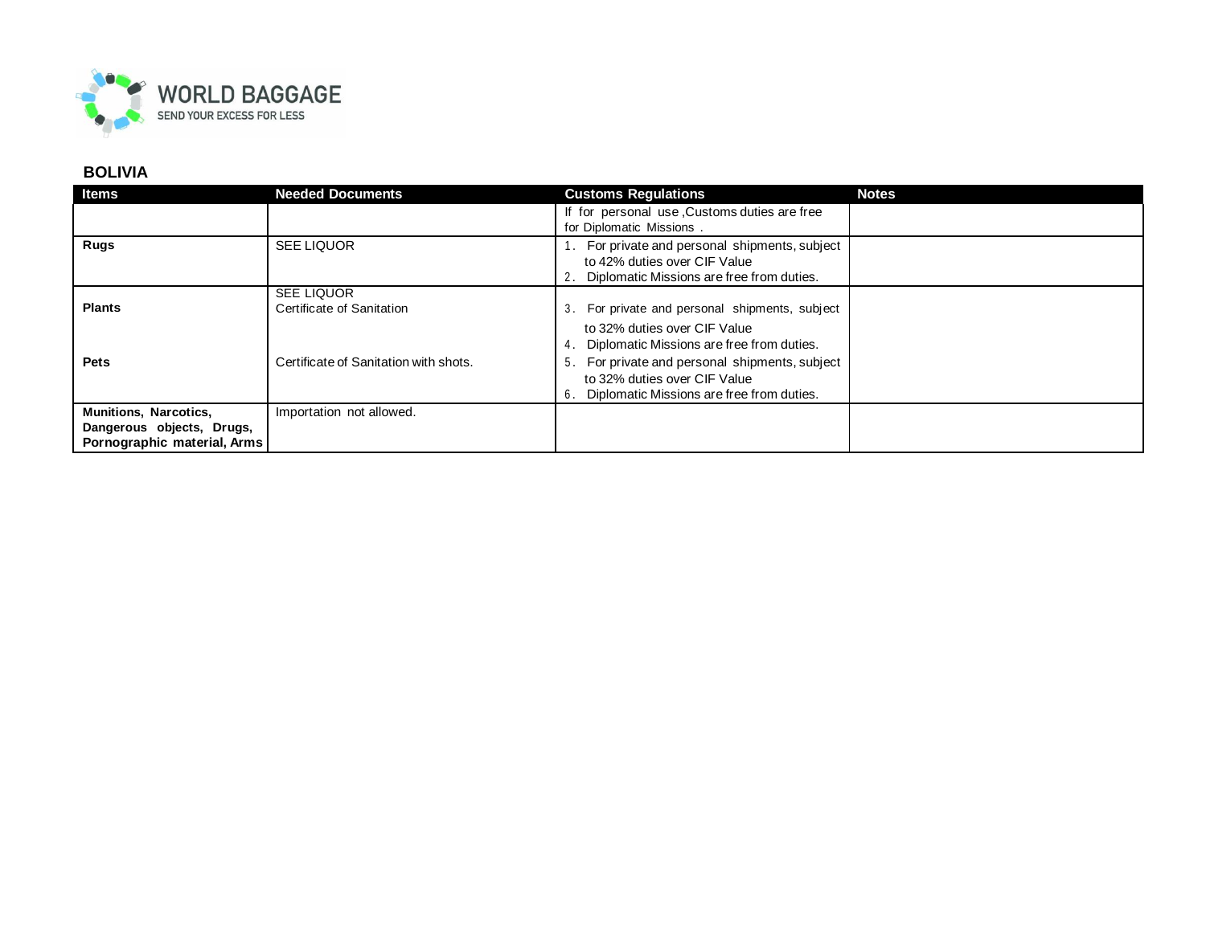## BOLIVIA

| Items | Needed Documents | Customs Regulations | Notes |
|---|---|---|---|
| | | If for personal use ,Customs duties are free for Diplomatic Missions . | |
| **Rugs** | SEE LIQUOR | 1. For private and personal shipments, subject to 42% duties over CIF Value<br>2. Diplomatic Missions are free from duties. | |
| **Plants** | SEE LIQUOR<br>Certificate of Sanitation | 3. For private and personal shipments, subject to 32% duties over CIF Value<br>4. Diplomatic Missions are free from duties. | |
| **Pets** | Certificate of Sanitation with shots. | 5. For private and personal shipments, subject to 32% duties over CIF Value<br>6. Diplomatic Missions are free from duties. | |
| **Munitions, Narcotics, Dangerous objects, Drugs, Pornographic material, Arms** | Importation not allowed. | | |